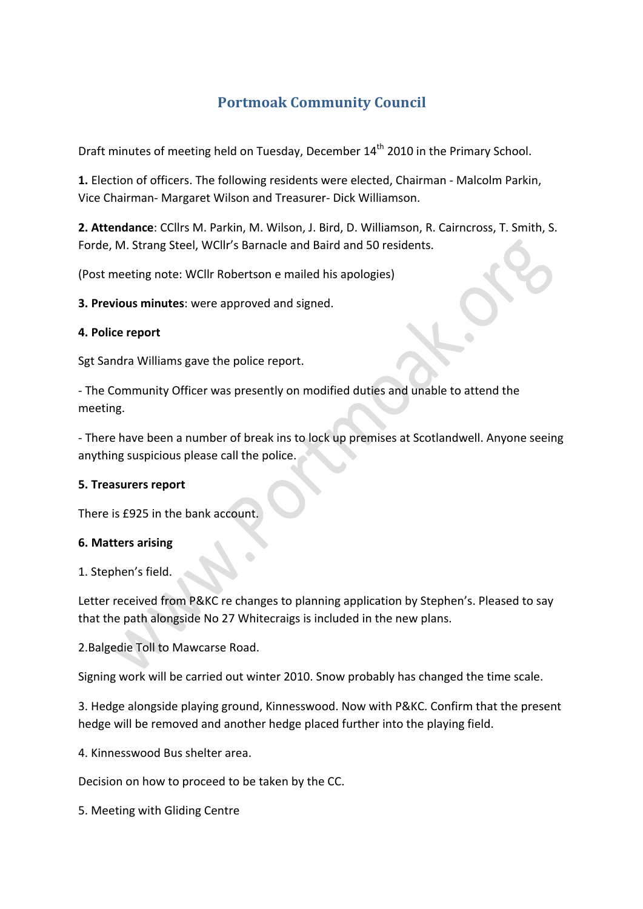# Portmoak Community Council

Draft minutes of meeting held on Tuesday, December 14th 2010 in the Primary School.

**1.** Election of officers. The following residents were elected, Chairman - Malcolm Parkin, Vice Chairman- Margaret Wilson and Treasurer- Dick Williamson.

**2. Attendance**: CCllrs M. Parkin, M. Wilson, J. Bird, D. Williamson, R. Cairncross, T. Smith, S. Forde, M. Strang Steel, WCllr's Barnacle and Baird and 50 residents.

(Post meeting note: WCllr Robertson e mailed his apologies)

**3. Previous minutes**: were approved and signed.

**4. Police report**

Sgt Sandra Williams gave the police report.

- The Community Officer was presently on modified duties and unable to attend the meeting.

- There have been a number of break ins to lock up premises at Scotlandwell. Anyone seeing anything suspicious please call the police.

**5. Treasurers report**

There is £925 in the bank account.

**6. Matters arising**

1. Stephen's field.

Letter received from P&KC re changes to planning application by Stephen's. Pleased to say that the path alongside No 27 Whitecraigs is included in the new plans.

2.Balgedie Toll to Mawcarse Road.

Signing work will be carried out winter 2010. Snow probably has changed the time scale.

3. Hedge alongside playing ground, Kinnesswood. Now with P&KC. Confirm that the present hedge will be removed and another hedge placed further into the playing field.

4. Kinnesswood Bus shelter area.

Decision on how to proceed to be taken by the CC.

5. Meeting with Gliding Centre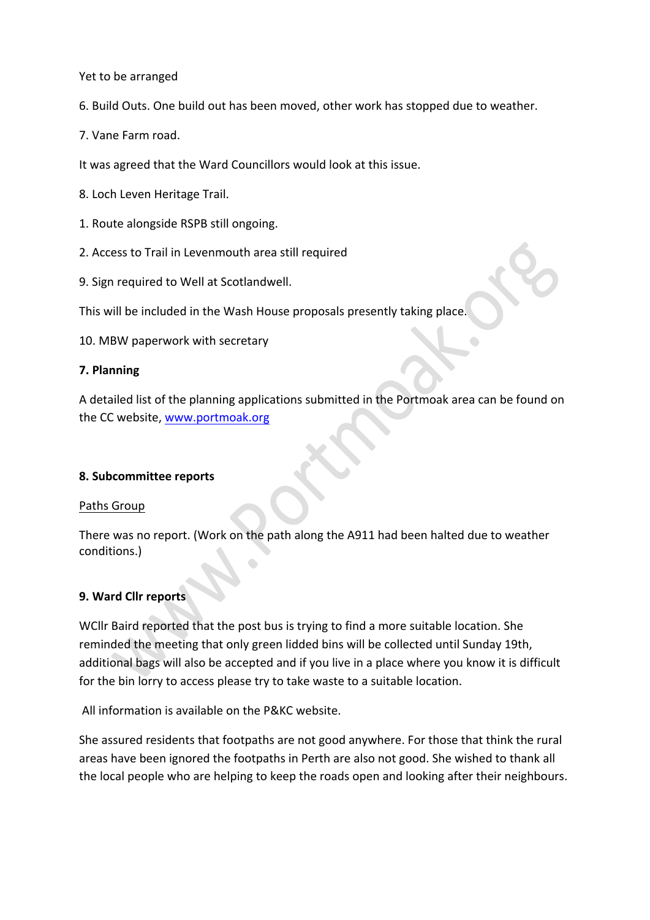Yet to be arranged

6. Build Outs. One build out has been moved, other work has stopped due to weather.

7. Vane Farm road.

It was agreed that the Ward Councillors would look at this issue.

8. Loch Leven Heritage Trail.

1. Route alongside RSPB still ongoing.

2. Access to Trail in Levenmouth area still required

9. Sign required to Well at Scotlandwell.

This will be included in the Wash House proposals presently taking place.

10. MBW paperwork with secretary

**7. Planning**

A detailed list of the planning applications submitted in the Portmoak area can be found on the CC website, [www.portmoak.org](http://www.portmoak.org)

**8. Subcommittee reports**

Paths Group

There was no report. (Work on the path along the A911 had been halted due to weather conditions.)

**9. Ward Cllr reports**

WCllr Baird reported that the post bus is trying to find a more suitable location. She reminded the meeting that only green lidded bins will be collected until Sunday 19th, additional bags will also be accepted and if you live in a place where you know it is difficult for the bin lorry to access please try to take waste to a suitable location.

All information is available on the P&KC website.

She assured residents that footpaths are not good anywhere. For those that think the rural areas have been ignored the footpaths in Perth are also not good. She wished to thank all the local people who are helping to keep the roads open and looking after their neighbours.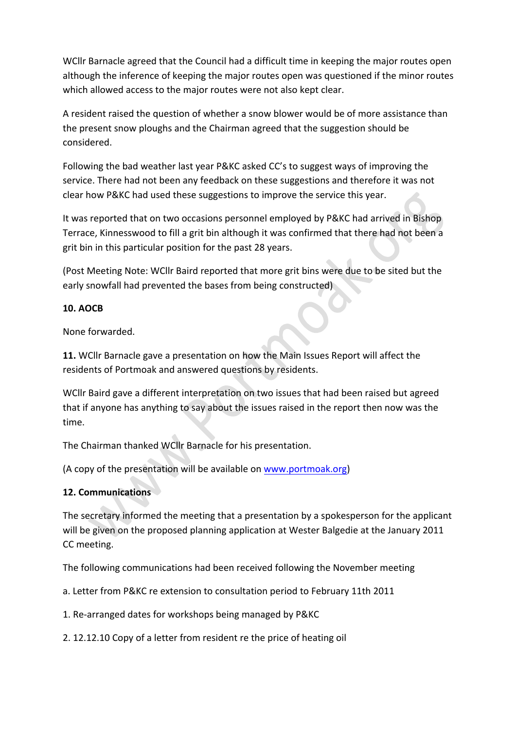WCllr Barnacle agreed that the Council had a difficult time in keeping the major routes open although the inference of keeping the major routes open was questioned if the minor routes which allowed access to the major routes were not also kept clear.

A resident raised the question of whether a snow blower would be of more assistance than the present snow ploughs and the Chairman agreed that the suggestion should be considered.

Following the bad weather last year P&KC asked CC's to suggest ways of improving the service. There had not been any feedback on these suggestions and therefore it was not clear how P&KC had used these suggestions to improve the service this year.

It was reported that on two occasions personnel employed by P&KC had arrived in Bishop Terrace, Kinnesswood to fill a grit bin although it was confirmed that there had not been a grit bin in this particular position for the past 28 years.

(Post Meeting Note: WCllr Baird reported that more grit bins were due to be sited but the early snowfall had prevented the bases from being constructed)

**10. AOCB**

None forwarded.

**11.** WCllr Barnacle gave a presentation on how the Main Issues Report will affect the residents of Portmoak and answered questions by residents.

WCllr Baird gave a different interpretation on two issues that had been raised but agreed that if anyone has anything to say about the issues raised in the report then now was the time.

The Chairman thanked WCllr Barnacle for his presentation.

(A copy of the presentation will be available on www.portmoak.org)

**12. Communications**

The secretary informed the meeting that a presentation by a spokesperson for the applicant will be given on the proposed planning application at Wester Balgedie at the January 2011 CC meeting.

The following communications had been received following the November meeting

a. Letter from P&KC re extension to consultation period to February 11th 2011

1. Re-arranged dates for workshops being managed by P&KC

2. 12.12.10 Copy of a letter from resident re the price of heating oil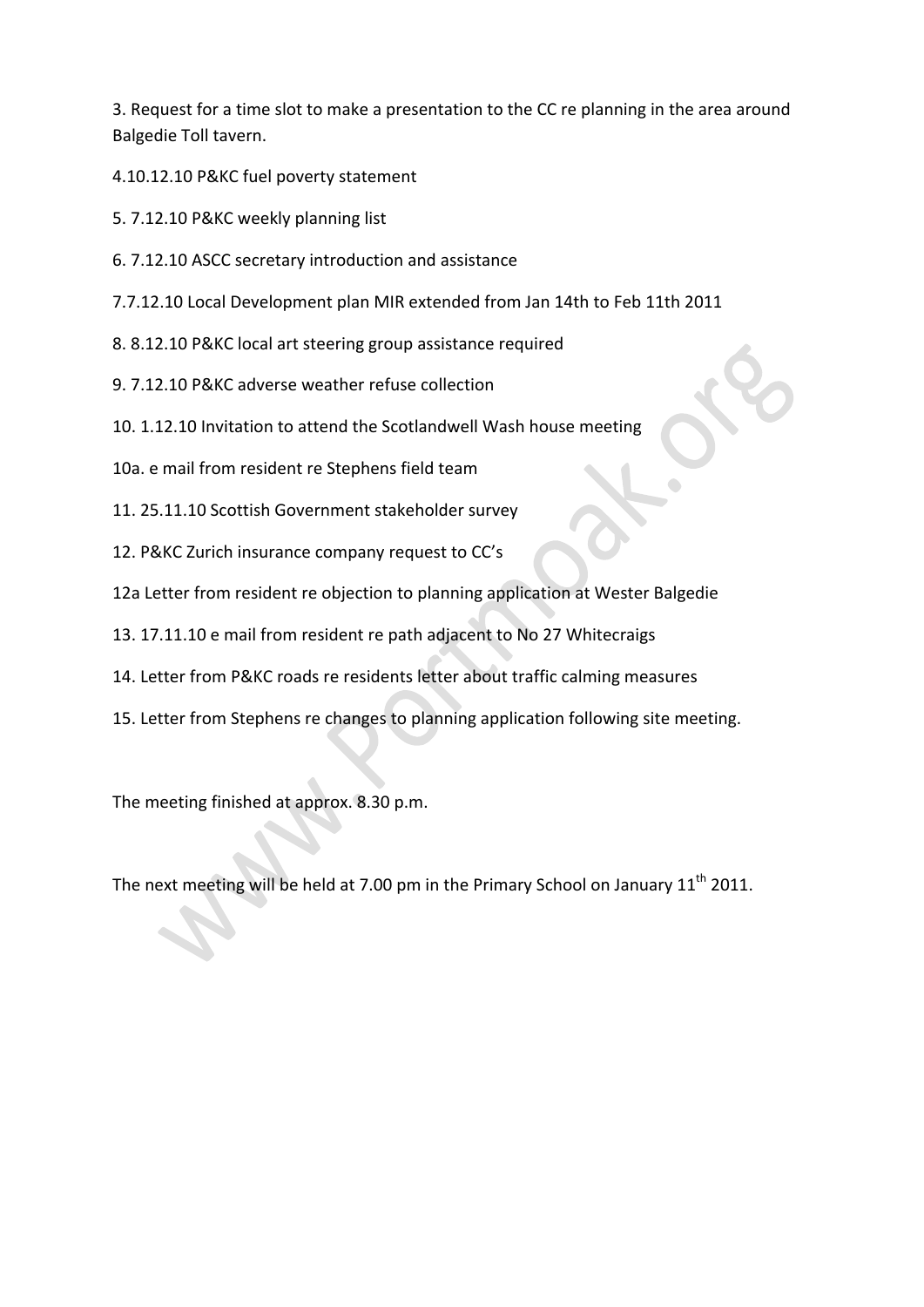3. Request for a time slot to make a presentation to the CC re planning in the area around Balgedie Toll tavern.

4.10.12.10 P&KC fuel poverty statement

5. 7.12.10 P&KC weekly planning list

6. 7.12.10 ASCC secretary introduction and assistance

7.7.12.10 Local Development plan MIR extended from Jan 14th to Feb 11th 2011

8. 8.12.10 P&KC local art steering group assistance required

9. 7.12.10 P&KC adverse weather refuse collection

10. 1.12.10 Invitation to attend the Scotlandwell Wash house meeting

10a. e mail from resident re Stephens field team

11. 25.11.10 Scottish Government stakeholder survey

12. P&KC Zurich insurance company request to CC's

12a Letter from resident re objection to planning application at Wester Balgedie

13. 17.11.10 e mail from resident re path adjacent to No 27 Whitecraigs

14. Letter from P&KC roads re residents letter about traffic calming measures

15. Letter from Stephens re changes to planning application following site meeting.

The meeting finished at approx. 8.30 p.m.

The next meeting will be held at 7.00 pm in the Primary School on January 11th 2011.